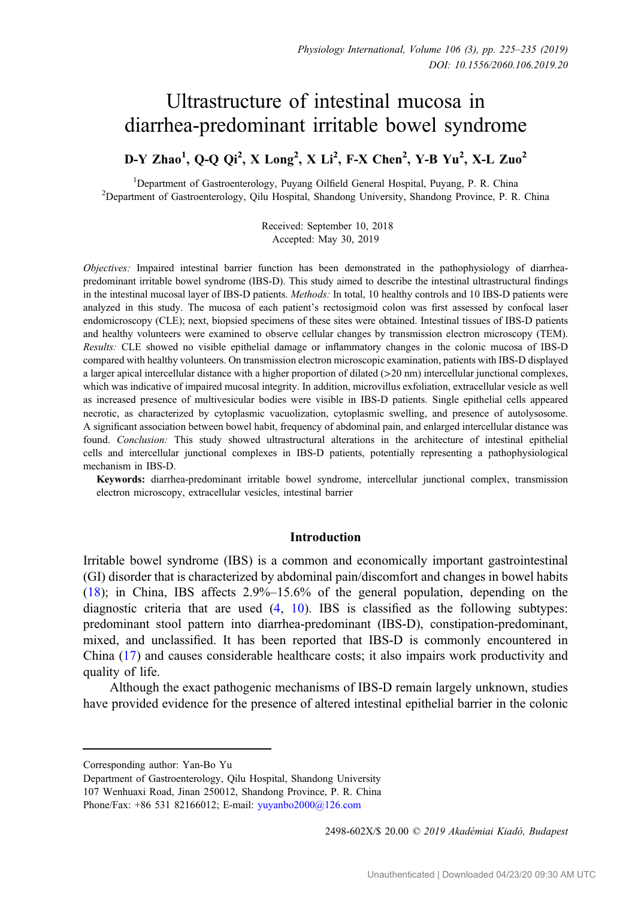# Ultrastructure of intestinal mucosa in diarrhea-predominant irritable bowel syndrome

**D-Y Zhao[1], Q-Q Qi[2], X Long[2], X Li[2], F-X Chen[2], Y-B Yu[2], X-L Zuo[2]**

[1]Department of Gastroenterology, Puyang Oilfield General Hospital, Puyang, P. R. China
[2]Department of Gastroenterology, Qilu Hospital, Shandong University, Shandong Province, P. R. China

Received: September 10, 2018
Accepted: May 30, 2019

*Objectives:* Impaired intestinal barrier function has been demonstrated in the pathophysiology of diarrhea-predominant irritable bowel syndrome (IBS-D). This study aimed to describe the intestinal ultrastructural findings in the intestinal mucosal layer of IBS-D patients. *Methods:* In total, 10 healthy controls and 10 IBS-D patients were analyzed in this study. The mucosa of each patient's rectosigmoid colon was first assessed by confocal laser endomicroscopy (CLE); next, biopsied specimens of these sites were obtained. Intestinal tissues of IBS-D patients and healthy volunteers were examined to observe cellular changes by transmission electron microscopy (TEM). *Results:* CLE showed no visible epithelial damage or inflammatory changes in the colonic mucosa of IBS-D compared with healthy volunteers. On transmission electron microscopic examination, patients with IBS-D displayed a larger apical intercellular distance with a higher proportion of dilated (>20 nm) intercellular junctional complexes, which was indicative of impaired mucosal integrity. In addition, microvillus exfoliation, extracellular vesicle as well as increased presence of multivesicular bodies were visible in IBS-D patients. Single epithelial cells appeared necrotic, as characterized by cytoplasmic vacuolization, cytoplasmic swelling, and presence of autolysosome. A significant association between bowel habit, frequency of abdominal pain, and enlarged intercellular distance was found. *Conclusion:* This study showed ultrastructural alterations in the architecture of intestinal epithelial cells and intercellular junctional complexes in IBS-D patients, potentially representing a pathophysiological mechanism in IBS-D.

**Keywords:** diarrhea-predominant irritable bowel syndrome, intercellular junctional complex, transmission electron microscopy, extracellular vesicles, intestinal barrier

## Introduction

Irritable bowel syndrome (IBS) is a common and economically important gastrointestinal (GI) disorder that is characterized by abdominal pain/discomfort and changes in bowel habits (18); in China, IBS affects 2.9%–15.6% of the general population, depending on the diagnostic criteria that are used (4, 10). IBS is classified as the following subtypes: predominant stool pattern into diarrhea-predominant (IBS-D), constipation-predominant, mixed, and unclassified. It has been reported that IBS-D is commonly encountered in China (17) and causes considerable healthcare costs; it also impairs work productivity and quality of life.

Although the exact pathogenic mechanisms of IBS-D remain largely unknown, studies have provided evidence for the presence of altered intestinal epithelial barrier in the colonic

---

Corresponding author: Yan-Bo Yu
Department of Gastroenterology, Qilu Hospital, Shandong University
107 Wenhuaxi Road, Jinan 250012, Shandong Province, P. R. China
Phone/Fax: +86 531 82166012; E-mail: yuyanbo2000@126.com

2498-602X/$ 20.00 © *2019 Akadémiai Kiadó, Budapest*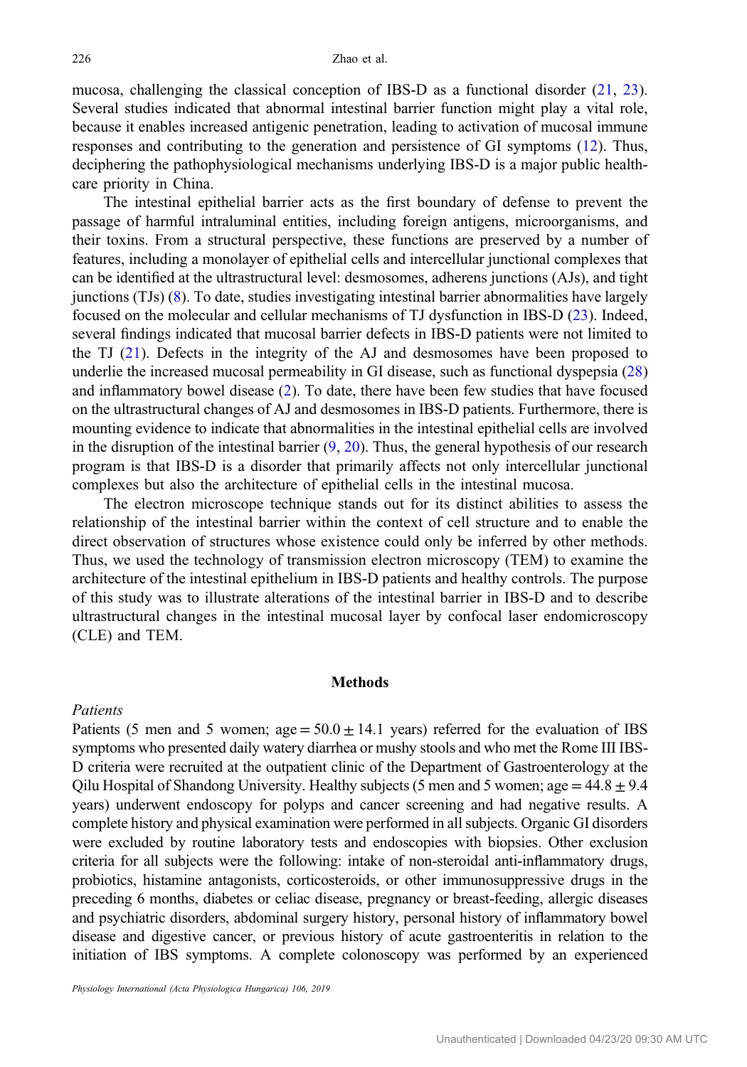mucosa, challenging the classical conception of IBS-D as a functional disorder (21, 23). Several studies indicated that abnormal intestinal barrier function might play a vital role, because it enables increased antigenic penetration, leading to activation of mucosal immune responses and contributing to the generation and persistence of GI symptoms (12). Thus, deciphering the pathophysiological mechanisms underlying IBS-D is a major public healthcare priority in China.

The intestinal epithelial barrier acts as the first boundary of defense to prevent the passage of harmful intraluminal entities, including foreign antigens, microorganisms, and their toxins. From a structural perspective, these functions are preserved by a number of features, including a monolayer of epithelial cells and intercellular junctional complexes that can be identified at the ultrastructural level: desmosomes, adherens junctions (AJs), and tight junctions (TJs) (8). To date, studies investigating intestinal barrier abnormalities have largely focused on the molecular and cellular mechanisms of TJ dysfunction in IBS-D (23). Indeed, several findings indicated that mucosal barrier defects in IBS-D patients were not limited to the TJ (21). Defects in the integrity of the AJ and desmosomes have been proposed to underlie the increased mucosal permeability in GI disease, such as functional dyspepsia (28) and inflammatory bowel disease (2). To date, there have been few studies that have focused on the ultrastructural changes of AJ and desmosomes in IBS-D patients. Furthermore, there is mounting evidence to indicate that abnormalities in the intestinal epithelial cells are involved in the disruption of the intestinal barrier (9, 20). Thus, the general hypothesis of our research program is that IBS-D is a disorder that primarily affects not only intercellular junctional complexes but also the architecture of epithelial cells in the intestinal mucosa.

The electron microscope technique stands out for its distinct abilities to assess the relationship of the intestinal barrier within the context of cell structure and to enable the direct observation of structures whose existence could only be inferred by other methods. Thus, we used the technology of transmission electron microscopy (TEM) to examine the architecture of the intestinal epithelium in IBS-D patients and healthy controls. The purpose of this study was to illustrate alterations of the intestinal barrier in IBS-D and to describe ultrastructural changes in the intestinal mucosal layer by confocal laser endomicroscopy (CLE) and TEM.

## Methods

### *Patients*

Patients (5 men and 5 women; age = 50.0 ± 14.1 years) referred for the evaluation of IBS symptoms who presented daily watery diarrhea or mushy stools and who met the Rome III IBS-D criteria were recruited at the outpatient clinic of the Department of Gastroenterology at the Qilu Hospital of Shandong University. Healthy subjects (5 men and 5 women; age = 44.8 ± 9.4 years) underwent endoscopy for polyps and cancer screening and had negative results. A complete history and physical examination were performed in all subjects. Organic GI disorders were excluded by routine laboratory tests and endoscopies with biopsies. Other exclusion criteria for all subjects were the following: intake of non-steroidal anti-inflammatory drugs, probiotics, histamine antagonists, corticosteroids, or other immunosuppressive drugs in the preceding 6 months, diabetes or celiac disease, pregnancy or breast-feeding, allergic diseases and psychiatric disorders, abdominal surgery history, personal history of inflammatory bowel disease and digestive cancer, or previous history of acute gastroenteritis in relation to the initiation of IBS symptoms. A complete colonoscopy was performed by an experienced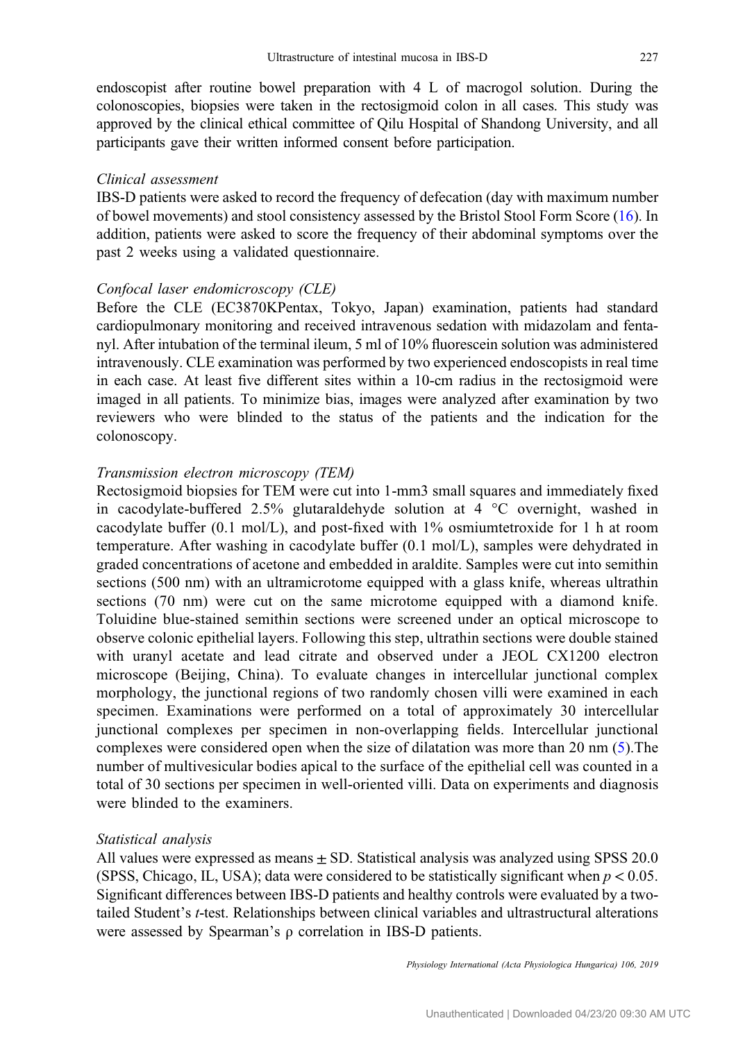endoscopist after routine bowel preparation with 4 L of macrogol solution. During the colonoscopies, biopsies were taken in the rectosigmoid colon in all cases. This study was approved by the clinical ethical committee of Qilu Hospital of Shandong University, and all participants gave their written informed consent before participation.

### *Clinical assessment*

IBS-D patients were asked to record the frequency of defecation (day with maximum number of bowel movements) and stool consistency assessed by the Bristol Stool Form Score (16). In addition, patients were asked to score the frequency of their abdominal symptoms over the past 2 weeks using a validated questionnaire.

### *Confocal laser endomicroscopy (CLE)*

Before the CLE (EC3870KPentax, Tokyo, Japan) examination, patients had standard cardiopulmonary monitoring and received intravenous sedation with midazolam and fentanyl. After intubation of the terminal ileum, 5 ml of 10% fluorescein solution was administered intravenously. CLE examination was performed by two experienced endoscopists in real time in each case. At least five different sites within a 10-cm radius in the rectosigmoid were imaged in all patients. To minimize bias, images were analyzed after examination by two reviewers who were blinded to the status of the patients and the indication for the colonoscopy.

### *Transmission electron microscopy (TEM)*

Rectosigmoid biopsies for TEM were cut into 1-mm3 small squares and immediately fixed in cacodylate-buffered 2.5% glutaraldehyde solution at 4 °C overnight, washed in cacodylate buffer (0.1 mol/L), and post-fixed with 1% osmiumtetroxide for 1 h at room temperature. After washing in cacodylate buffer (0.1 mol/L), samples were dehydrated in graded concentrations of acetone and embedded in araldite. Samples were cut into semithin sections (500 nm) with an ultramicrotome equipped with a glass knife, whereas ultrathin sections (70 nm) were cut on the same microtome equipped with a diamond knife. Toluidine blue-stained semithin sections were screened under an optical microscope to observe colonic epithelial layers. Following this step, ultrathin sections were double stained with uranyl acetate and lead citrate and observed under a JEOL CX1200 electron microscope (Beijing, China). To evaluate changes in intercellular junctional complex morphology, the junctional regions of two randomly chosen villi were examined in each specimen. Examinations were performed on a total of approximately 30 intercellular junctional complexes per specimen in non-overlapping fields. Intercellular junctional complexes were considered open when the size of dilatation was more than 20 nm (5).The number of multivesicular bodies apical to the surface of the epithelial cell was counted in a total of 30 sections per specimen in well-oriented villi. Data on experiments and diagnosis were blinded to the examiners.

### *Statistical analysis*

All values were expressed as means ± SD. Statistical analysis was analyzed using SPSS 20.0 (SPSS, Chicago, IL, USA); data were considered to be statistically significant when $p < 0.05$. Significant differences between IBS-D patients and healthy controls were evaluated by a two-tailed Student's *t*-test. Relationships between clinical variables and ultrastructural alterations were assessed by Spearman's $\rho$ correlation in IBS-D patients.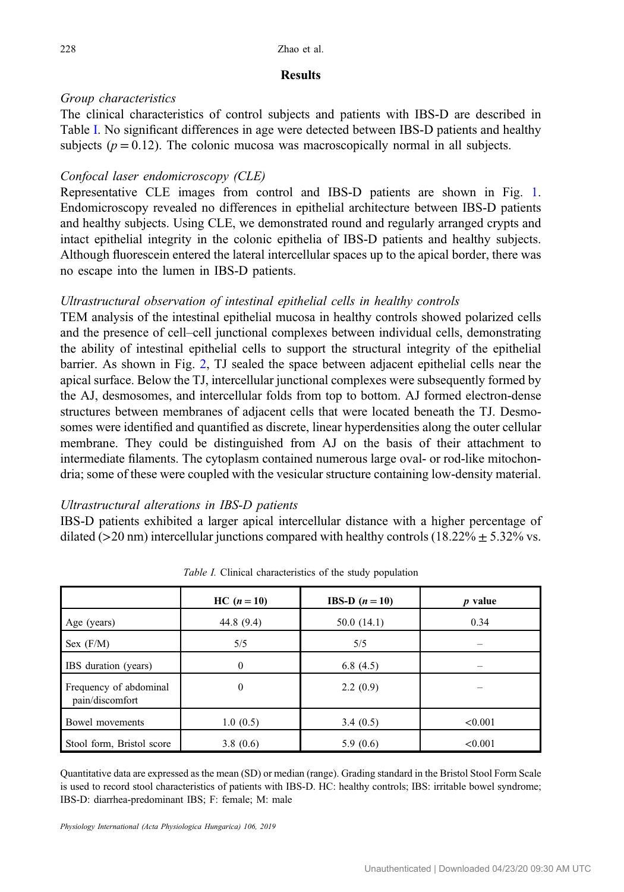## Results

### *Group characteristics*

The clinical characteristics of control subjects and patients with IBS-D are described in Table I. No significant differences in age were detected between IBS-D patients and healthy subjects ($p = 0.12$). The colonic mucosa was macroscopically normal in all subjects.

### *Confocal laser endomicroscopy (CLE)*

Representative CLE images from control and IBS-D patients are shown in Fig. 1. Endomicroscopy revealed no differences in epithelial architecture between IBS-D patients and healthy subjects. Using CLE, we demonstrated round and regularly arranged crypts and intact epithelial integrity in the colonic epithelia of IBS-D patients and healthy subjects. Although fluorescein entered the lateral intercellular spaces up to the apical border, there was no escape into the lumen in IBS-D patients.

### *Ultrastructural observation of intestinal epithelial cells in healthy controls*

TEM analysis of the intestinal epithelial mucosa in healthy controls showed polarized cells and the presence of cell–cell junctional complexes between individual cells, demonstrating the ability of intestinal epithelial cells to support the structural integrity of the epithelial barrier. As shown in Fig. 2, TJ sealed the space between adjacent epithelial cells near the apical surface. Below the TJ, intercellular junctional complexes were subsequently formed by the AJ, desmosomes, and intercellular folds from top to bottom. AJ formed electron-dense structures between membranes of adjacent cells that were located beneath the TJ. Desmosomes were identified and quantified as discrete, linear hyperdensities along the outer cellular membrane. They could be distinguished from AJ on the basis of their attachment to intermediate filaments. The cytoplasm contained numerous large oval- or rod-like mitochondria; some of these were coupled with the vesicular structure containing low-density material.

### *Ultrastructural alterations in IBS-D patients*

IBS-D patients exhibited a larger apical intercellular distance with a higher percentage of dilated (>20 nm) intercellular junctions compared with healthy controls (18.22% ± 5.32% vs.

*Table I.* Clinical characteristics of the study population

| | HC ($n = 10$) | IBS-D ($n = 10$) | $p$ value |
|---|---|---|---|
| Age (years) | 44.8 (9.4) | 50.0 (14.1) | 0.34 |
| Sex (F/M) | 5/5 | 5/5 | – |
| IBS duration (years) | 0 | 6.8 (4.5) | – |
| Frequency of abdominal pain/discomfort | 0 | 2.2 (0.9) | – |
| Bowel movements | 1.0 (0.5) | 3.4 (0.5) | <0.001 |
| Stool form, Bristol score | 3.8 (0.6) | 5.9 (0.6) | <0.001 |

Quantitative data are expressed as the mean (SD) or median (range). Grading standard in the Bristol Stool Form Scale is used to record stool characteristics of patients with IBS-D. HC: healthy controls; IBS: irritable bowel syndrome; IBS-D: diarrhea-predominant IBS; F: female; M: male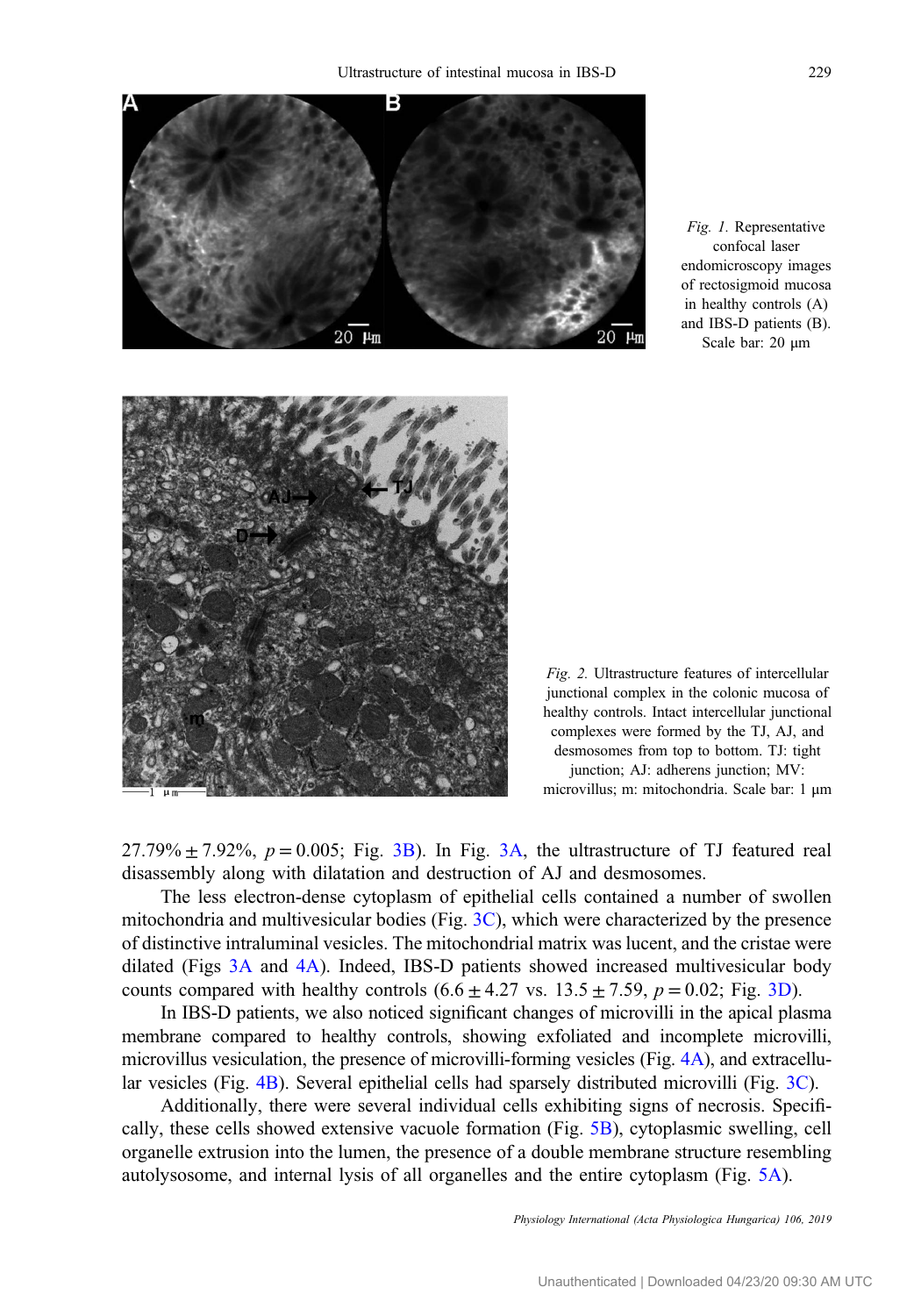*Fig. 1.* Representative confocal laser endomicroscopy images of rectosigmoid mucosa in healthy controls (A) and IBS-D patients (B). Scale bar: 20 μm

*Fig. 2.* Ultrastructure features of intercellular junctional complex in the colonic mucosa of healthy controls. Intact intercellular junctional complexes were formed by the TJ, AJ, and desmosomes from top to bottom. TJ: tight junction; AJ: adherens junction; MV: microvillus; m: mitochondria. Scale bar: 1 μm

27.79% ± 7.92%, $p = 0.005$; Fig. 3B). In Fig. 3A, the ultrastructure of TJ featured real disassembly along with dilatation and destruction of AJ and desmosomes.

The less electron-dense cytoplasm of epithelial cells contained a number of swollen mitochondria and multivesicular bodies (Fig. 3C), which were characterized by the presence of distinctive intraluminal vesicles. The mitochondrial matrix was lucent, and the cristae were dilated (Figs 3A and 4A). Indeed, IBS-D patients showed increased multivesicular body counts compared with healthy controls (6.6 ± 4.27 vs. 13.5 ± 7.59, $p = 0.02$; Fig. 3D).

In IBS-D patients, we also noticed significant changes of microvilli in the apical plasma membrane compared to healthy controls, showing exfoliated and incomplete microvilli, microvillus vesiculation, the presence of microvilli-forming vesicles (Fig. 4A), and extracellular vesicles (Fig. 4B). Several epithelial cells had sparsely distributed microvilli (Fig. 3C).

Additionally, there were several individual cells exhibiting signs of necrosis. Specifically, these cells showed extensive vacuole formation (Fig. 5B), cytoplasmic swelling, cell organelle extrusion into the lumen, the presence of a double membrane structure resembling autolysosome, and internal lysis of all organelles and the entire cytoplasm (Fig. 5A).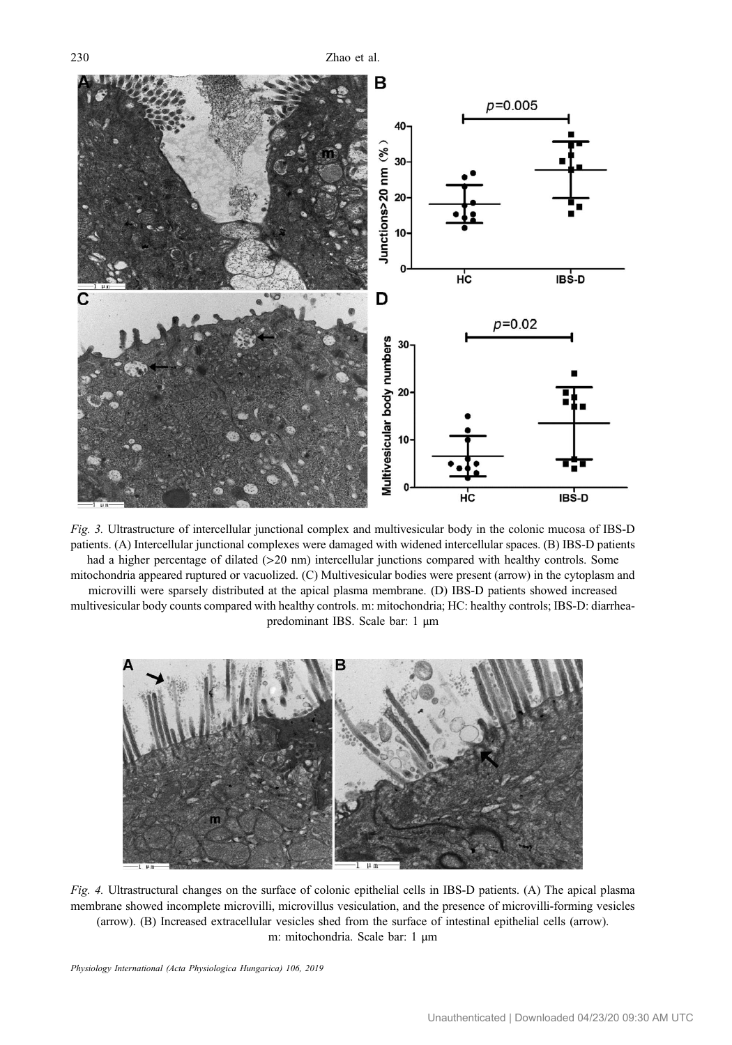*Fig. 3.* Ultrastructure of intercellular junctional complex and multivesicular body in the colonic mucosa of IBS-D patients. (A) Intercellular junctional complexes were damaged with widened intercellular spaces. (B) IBS-D patients had a higher percentage of dilated (>20 nm) intercellular junctions compared with healthy controls. Some mitochondria appeared ruptured or vacuolized. (C) Multivesicular bodies were present (arrow) in the cytoplasm and microvilli were sparsely distributed at the apical plasma membrane. (D) IBS-D patients showed increased multivesicular body counts compared with healthy controls. m: mitochondria; HC: healthy controls; IBS-D: diarrhea-predominant IBS. Scale bar: 1 μm

*Fig. 4.* Ultrastructural changes on the surface of colonic epithelial cells in IBS-D patients. (A) The apical plasma membrane showed incomplete microvilli, microvillus vesiculation, and the presence of microvilli-forming vesicles (arrow). (B) Increased extracellular vesicles shed from the surface of intestinal epithelial cells (arrow). m: mitochondria. Scale bar: 1 μm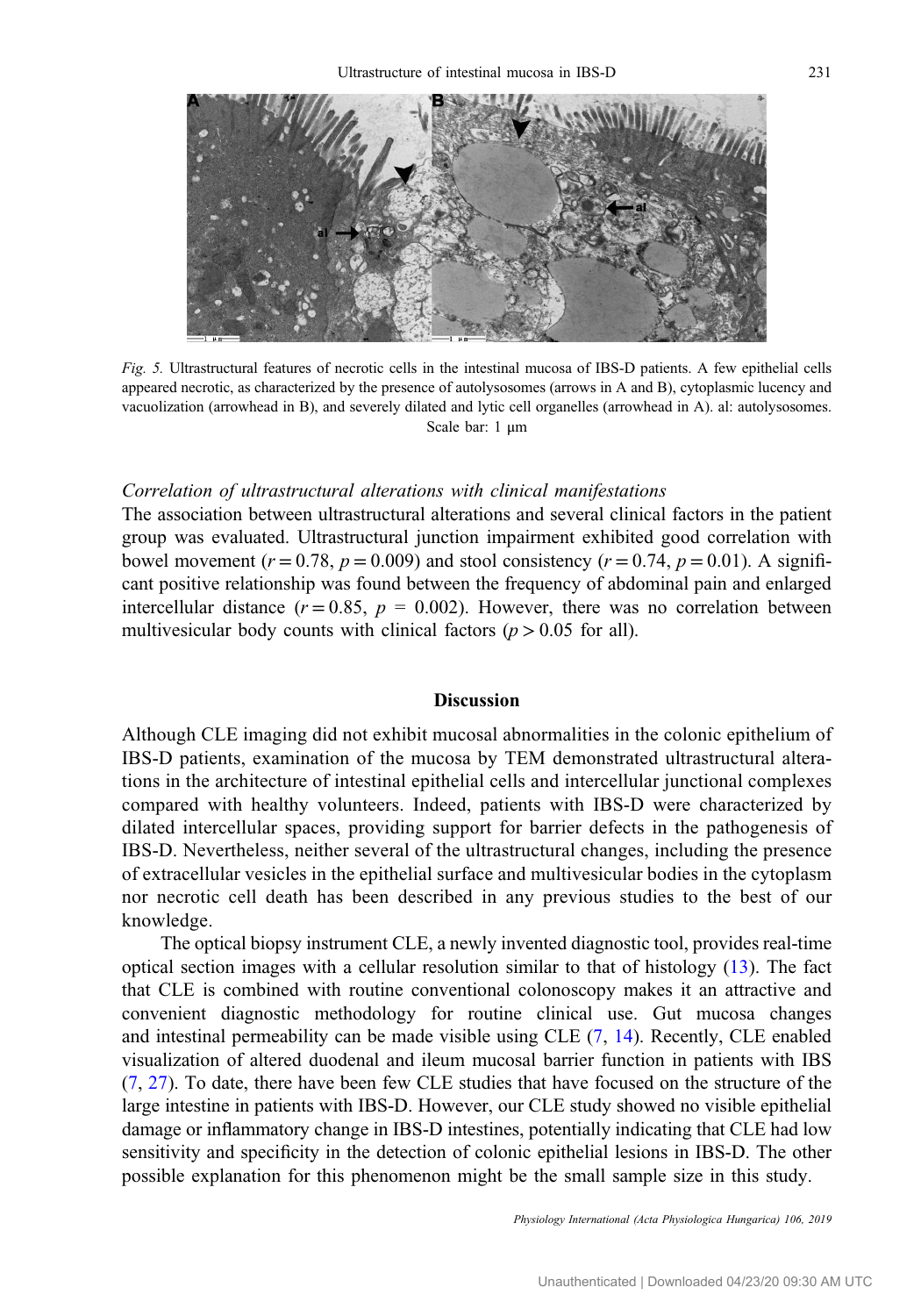*Fig. 5.* Ultrastructural features of necrotic cells in the intestinal mucosa of IBS-D patients. A few epithelial cells appeared necrotic, as characterized by the presence of autolysosomes (arrows in A and B), cytoplasmic lucency and vacuolization (arrowhead in B), and severely dilated and lytic cell organelles (arrowhead in A). al: autolysosomes. Scale bar: 1 μm

### *Correlation of ultrastructural alterations with clinical manifestations*

The association between ultrastructural alterations and several clinical factors in the patient group was evaluated. Ultrastructural junction impairment exhibited good correlation with bowel movement ($r = 0.78$, $p = 0.009$) and stool consistency ($r = 0.74$, $p = 0.01$). A significant positive relationship was found between the frequency of abdominal pain and enlarged intercellular distance ($r = 0.85$, $p = 0.002$). However, there was no correlation between multivesicular body counts with clinical factors ($p > 0.05$ for all).

## Discussion

Although CLE imaging did not exhibit mucosal abnormalities in the colonic epithelium of IBS-D patients, examination of the mucosa by TEM demonstrated ultrastructural alterations in the architecture of intestinal epithelial cells and intercellular junctional complexes compared with healthy volunteers. Indeed, patients with IBS-D were characterized by dilated intercellular spaces, providing support for barrier defects in the pathogenesis of IBS-D. Nevertheless, neither several of the ultrastructural changes, including the presence of extracellular vesicles in the epithelial surface and multivesicular bodies in the cytoplasm nor necrotic cell death has been described in any previous studies to the best of our knowledge.

The optical biopsy instrument CLE, a newly invented diagnostic tool, provides real-time optical section images with a cellular resolution similar to that of histology (13). The fact that CLE is combined with routine conventional colonoscopy makes it an attractive and convenient diagnostic methodology for routine clinical use. Gut mucosa changes and intestinal permeability can be made visible using CLE (7, 14). Recently, CLE enabled visualization of altered duodenal and ileum mucosal barrier function in patients with IBS (7, 27). To date, there have been few CLE studies that have focused on the structure of the large intestine in patients with IBS-D. However, our CLE study showed no visible epithelial damage or inflammatory change in IBS-D intestines, potentially indicating that CLE had low sensitivity and specificity in the detection of colonic epithelial lesions in IBS-D. The other possible explanation for this phenomenon might be the small sample size in this study.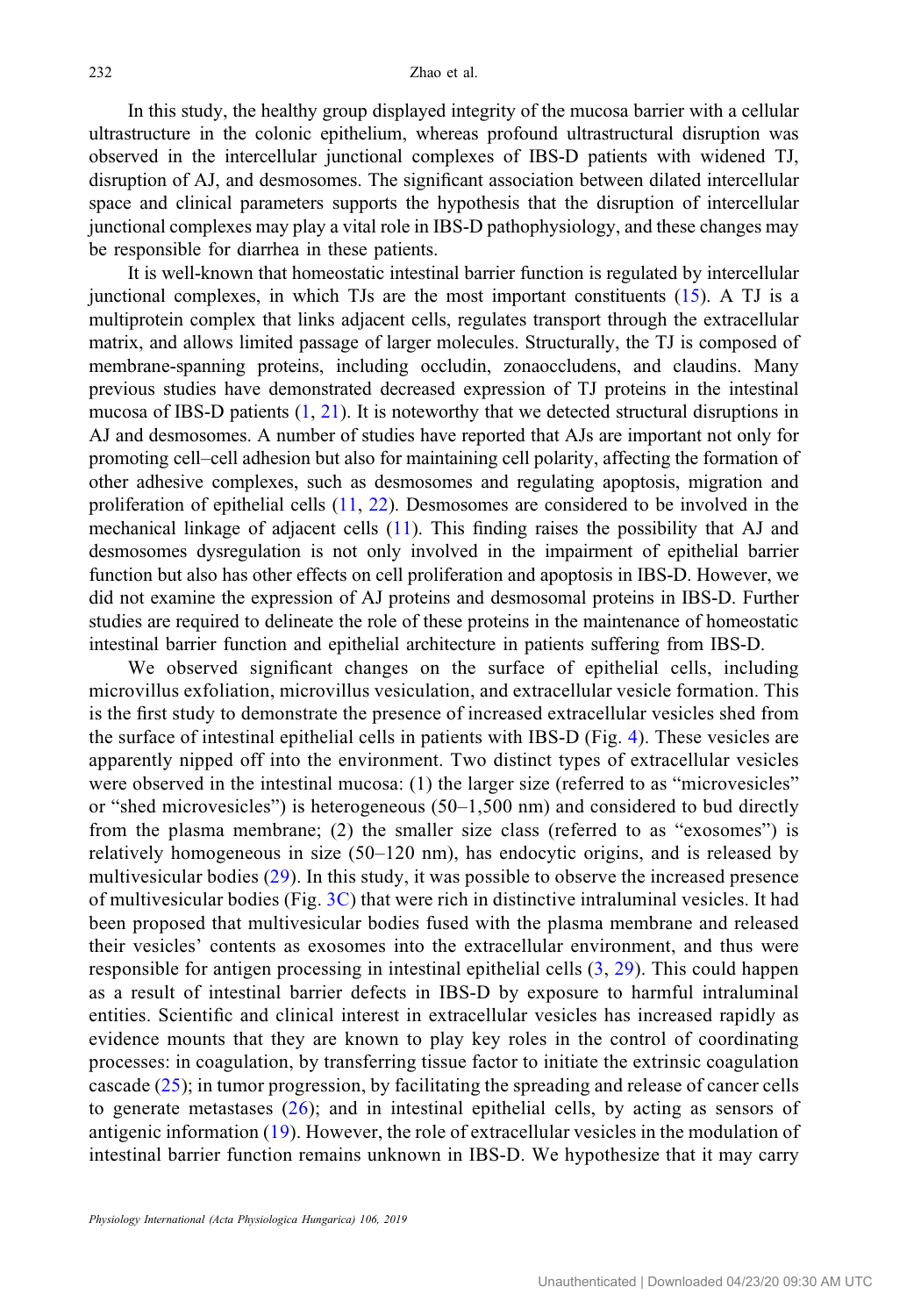In this study, the healthy group displayed integrity of the mucosa barrier with a cellular ultrastructure in the colonic epithelium, whereas profound ultrastructural disruption was observed in the intercellular junctional complexes of IBS-D patients with widened TJ, disruption of AJ, and desmosomes. The significant association between dilated intercellular space and clinical parameters supports the hypothesis that the disruption of intercellular junctional complexes may play a vital role in IBS-D pathophysiology, and these changes may be responsible for diarrhea in these patients.

It is well-known that homeostatic intestinal barrier function is regulated by intercellular junctional complexes, in which TJs are the most important constituents (15). A TJ is a multiprotein complex that links adjacent cells, regulates transport through the extracellular matrix, and allows limited passage of larger molecules. Structurally, the TJ is composed of membrane-spanning proteins, including occludin, zonaoccludens, and claudins. Many previous studies have demonstrated decreased expression of TJ proteins in the intestinal mucosa of IBS-D patients (1, 21). It is noteworthy that we detected structural disruptions in AJ and desmosomes. A number of studies have reported that AJs are important not only for promoting cell–cell adhesion but also for maintaining cell polarity, affecting the formation of other adhesive complexes, such as desmosomes and regulating apoptosis, migration and proliferation of epithelial cells (11, 22). Desmosomes are considered to be involved in the mechanical linkage of adjacent cells (11). This finding raises the possibility that AJ and desmosomes dysregulation is not only involved in the impairment of epithelial barrier function but also has other effects on cell proliferation and apoptosis in IBS-D. However, we did not examine the expression of AJ proteins and desmosomal proteins in IBS-D. Further studies are required to delineate the role of these proteins in the maintenance of homeostatic intestinal barrier function and epithelial architecture in patients suffering from IBS-D.

We observed significant changes on the surface of epithelial cells, including microvillus exfoliation, microvillus vesiculation, and extracellular vesicle formation. This is the first study to demonstrate the presence of increased extracellular vesicles shed from the surface of intestinal epithelial cells in patients with IBS-D (Fig. 4). These vesicles are apparently nipped off into the environment. Two distinct types of extracellular vesicles were observed in the intestinal mucosa: (1) the larger size (referred to as "microvesicles" or "shed microvesicles") is heterogeneous (50–1,500 nm) and considered to bud directly from the plasma membrane; (2) the smaller size class (referred to as "exosomes") is relatively homogeneous in size (50–120 nm), has endocytic origins, and is released by multivesicular bodies (29). In this study, it was possible to observe the increased presence of multivesicular bodies (Fig. 3C) that were rich in distinctive intraluminal vesicles. It had been proposed that multivesicular bodies fused with the plasma membrane and released their vesicles' contents as exosomes into the extracellular environment, and thus were responsible for antigen processing in intestinal epithelial cells (3, 29). This could happen as a result of intestinal barrier defects in IBS-D by exposure to harmful intraluminal entities. Scientific and clinical interest in extracellular vesicles has increased rapidly as evidence mounts that they are known to play key roles in the control of coordinating processes: in coagulation, by transferring tissue factor to initiate the extrinsic coagulation cascade (25); in tumor progression, by facilitating the spreading and release of cancer cells to generate metastases (26); and in intestinal epithelial cells, by acting as sensors of antigenic information (19). However, the role of extracellular vesicles in the modulation of intestinal barrier function remains unknown in IBS-D. We hypothesize that it may carry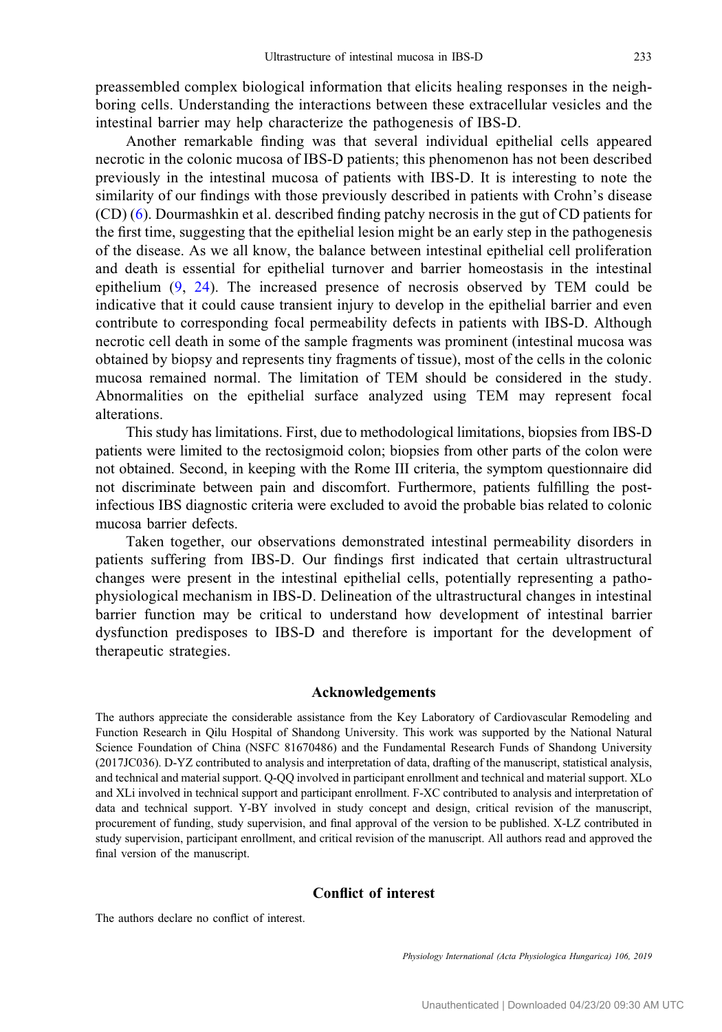preassembled complex biological information that elicits healing responses in the neighboring cells. Understanding the interactions between these extracellular vesicles and the intestinal barrier may help characterize the pathogenesis of IBS-D.

Another remarkable finding was that several individual epithelial cells appeared necrotic in the colonic mucosa of IBS-D patients; this phenomenon has not been described previously in the intestinal mucosa of patients with IBS-D. It is interesting to note the similarity of our findings with those previously described in patients with Crohn's disease (CD) (6). Dourmashkin et al. described finding patchy necrosis in the gut of CD patients for the first time, suggesting that the epithelial lesion might be an early step in the pathogenesis of the disease. As we all know, the balance between intestinal epithelial cell proliferation and death is essential for epithelial turnover and barrier homeostasis in the intestinal epithelium (9, 24). The increased presence of necrosis observed by TEM could be indicative that it could cause transient injury to develop in the epithelial barrier and even contribute to corresponding focal permeability defects in patients with IBS-D. Although necrotic cell death in some of the sample fragments was prominent (intestinal mucosa was obtained by biopsy and represents tiny fragments of tissue), most of the cells in the colonic mucosa remained normal. The limitation of TEM should be considered in the study. Abnormalities on the epithelial surface analyzed using TEM may represent focal alterations.

This study has limitations. First, due to methodological limitations, biopsies from IBS-D patients were limited to the rectosigmoid colon; biopsies from other parts of the colon were not obtained. Second, in keeping with the Rome III criteria, the symptom questionnaire did not discriminate between pain and discomfort. Furthermore, patients fulfilling the post-infectious IBS diagnostic criteria were excluded to avoid the probable bias related to colonic mucosa barrier defects.

Taken together, our observations demonstrated intestinal permeability disorders in patients suffering from IBS-D. Our findings first indicated that certain ultrastructural changes were present in the intestinal epithelial cells, potentially representing a pathophysiological mechanism in IBS-D. Delineation of the ultrastructural changes in intestinal barrier function may be critical to understand how development of intestinal barrier dysfunction predisposes to IBS-D and therefore is important for the development of therapeutic strategies.

## Acknowledgements

The authors appreciate the considerable assistance from the Key Laboratory of Cardiovascular Remodeling and Function Research in Qilu Hospital of Shandong University. This work was supported by the National Natural Science Foundation of China (NSFC 81670486) and the Fundamental Research Funds of Shandong University (2017JC036). D-YZ contributed to analysis and interpretation of data, drafting of the manuscript, statistical analysis, and technical and material support. Q-QQ involved in participant enrollment and technical and material support. XLo and XLi involved in technical support and participant enrollment. F-XC contributed to analysis and interpretation of data and technical support. Y-BY involved in study concept and design, critical revision of the manuscript, procurement of funding, study supervision, and final approval of the version to be published. X-LZ contributed in study supervision, participant enrollment, and critical revision of the manuscript. All authors read and approved the final version of the manuscript.

## Conflict of interest

The authors declare no conflict of interest.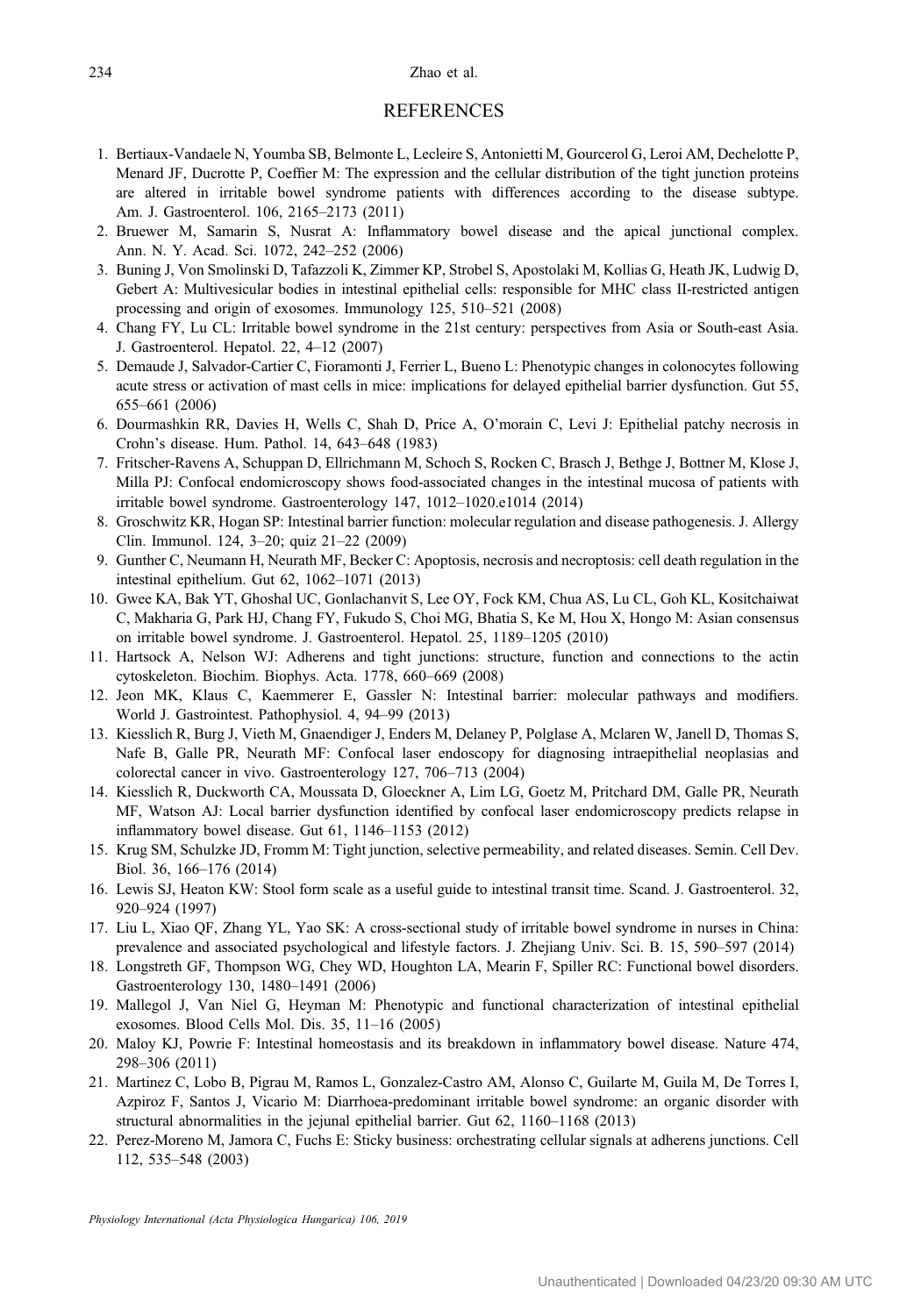## REFERENCES

1. Bertiaux-Vandaele N, Youmba SB, Belmonte L, Lecleire S, Antonietti M, Gourcerol G, Leroi AM, Dechelotte P, Menard JF, Ducrotte P, Coeffier M: The expression and the cellular distribution of the tight junction proteins are altered in irritable bowel syndrome patients with differences according to the disease subtype. Am. J. Gastroenterol. 106, 2165–2173 (2011)
2. Bruewer M, Samarin S, Nusrat A: Inflammatory bowel disease and the apical junctional complex. Ann. N. Y. Acad. Sci. 1072, 242–252 (2006)
3. Buning J, Von Smolinski D, Tafazzoli K, Zimmer KP, Strobel S, Apostolaki M, Kollias G, Heath JK, Ludwig D, Gebert A: Multivesicular bodies in intestinal epithelial cells: responsible for MHC class II-restricted antigen processing and origin of exosomes. Immunology 125, 510–521 (2008)
4. Chang FY, Lu CL: Irritable bowel syndrome in the 21st century: perspectives from Asia or South-east Asia. J. Gastroenterol. Hepatol. 22, 4–12 (2007)
5. Demaude J, Salvador-Cartier C, Fioramonti J, Ferrier L, Bueno L: Phenotypic changes in colonocytes following acute stress or activation of mast cells in mice: implications for delayed epithelial barrier dysfunction. Gut 55, 655–661 (2006)
6. Dourmashkin RR, Davies H, Wells C, Shah D, Price A, O'morain C, Levi J: Epithelial patchy necrosis in Crohn's disease. Hum. Pathol. 14, 643–648 (1983)
7. Fritscher-Ravens A, Schuppan D, Ellrichmann M, Schoch S, Rocken C, Brasch J, Bethge J, Bottner M, Klose J, Milla PJ: Confocal endomicroscopy shows food-associated changes in the intestinal mucosa of patients with irritable bowel syndrome. Gastroenterology 147, 1012–1020.e1014 (2014)
8. Groschwitz KR, Hogan SP: Intestinal barrier function: molecular regulation and disease pathogenesis. J. Allergy Clin. Immunol. 124, 3–20; quiz 21–22 (2009)
9. Gunther C, Neumann H, Neurath MF, Becker C: Apoptosis, necrosis and necroptosis: cell death regulation in the intestinal epithelium. Gut 62, 1062–1071 (2013)
10. Gwee KA, Bak YT, Ghoshal UC, Gonlachanvit S, Lee OY, Fock KM, Chua AS, Lu CL, Goh KL, Kositchaiwat C, Makharia G, Park HJ, Chang FY, Fukudo S, Choi MG, Bhatia S, Ke M, Hou X, Hongo M: Asian consensus on irritable bowel syndrome. J. Gastroenterol. Hepatol. 25, 1189–1205 (2010)
11. Hartsock A, Nelson WJ: Adherens and tight junctions: structure, function and connections to the actin cytoskeleton. Biochim. Biophys. Acta. 1778, 660–669 (2008)
12. Jeon MK, Klaus C, Kaemmerer E, Gassler N: Intestinal barrier: molecular pathways and modifiers. World J. Gastrointest. Pathophysiol. 4, 94–99 (2013)
13. Kiesslich R, Burg J, Vieth M, Gnaendiger J, Enders M, Delaney P, Polglase A, Mclaren W, Janell D, Thomas S, Nafe B, Galle PR, Neurath MF: Confocal laser endoscopy for diagnosing intraepithelial neoplasias and colorectal cancer in vivo. Gastroenterology 127, 706–713 (2004)
14. Kiesslich R, Duckworth CA, Moussata D, Gloeckner A, Lim LG, Goetz M, Pritchard DM, Galle PR, Neurath MF, Watson AJ: Local barrier dysfunction identified by confocal laser endomicroscopy predicts relapse in inflammatory bowel disease. Gut 61, 1146–1153 (2012)
15. Krug SM, Schulzke JD, Fromm M: Tight junction, selective permeability, and related diseases. Semin. Cell Dev. Biol. 36, 166–176 (2014)
16. Lewis SJ, Heaton KW: Stool form scale as a useful guide to intestinal transit time. Scand. J. Gastroenterol. 32, 920–924 (1997)
17. Liu L, Xiao QF, Zhang YL, Yao SK: A cross-sectional study of irritable bowel syndrome in nurses in China: prevalence and associated psychological and lifestyle factors. J. Zhejiang Univ. Sci. B. 15, 590–597 (2014)
18. Longstreth GF, Thompson WG, Chey WD, Houghton LA, Mearin F, Spiller RC: Functional bowel disorders. Gastroenterology 130, 1480–1491 (2006)
19. Mallegol J, Van Niel G, Heyman M: Phenotypic and functional characterization of intestinal epithelial exosomes. Blood Cells Mol. Dis. 35, 11–16 (2005)
20. Maloy KJ, Powrie F: Intestinal homeostasis and its breakdown in inflammatory bowel disease. Nature 474, 298–306 (2011)
21. Martinez C, Lobo B, Pigrau M, Ramos L, Gonzalez-Castro AM, Alonso C, Guilarte M, Guila M, De Torres I, Azpiroz F, Santos J, Vicario M: Diarrhoea-predominant irritable bowel syndrome: an organic disorder with structural abnormalities in the jejunal epithelial barrier. Gut 62, 1160–1168 (2013)
22. Perez-Moreno M, Jamora C, Fuchs E: Sticky business: orchestrating cellular signals at adherens junctions. Cell 112, 535–548 (2003)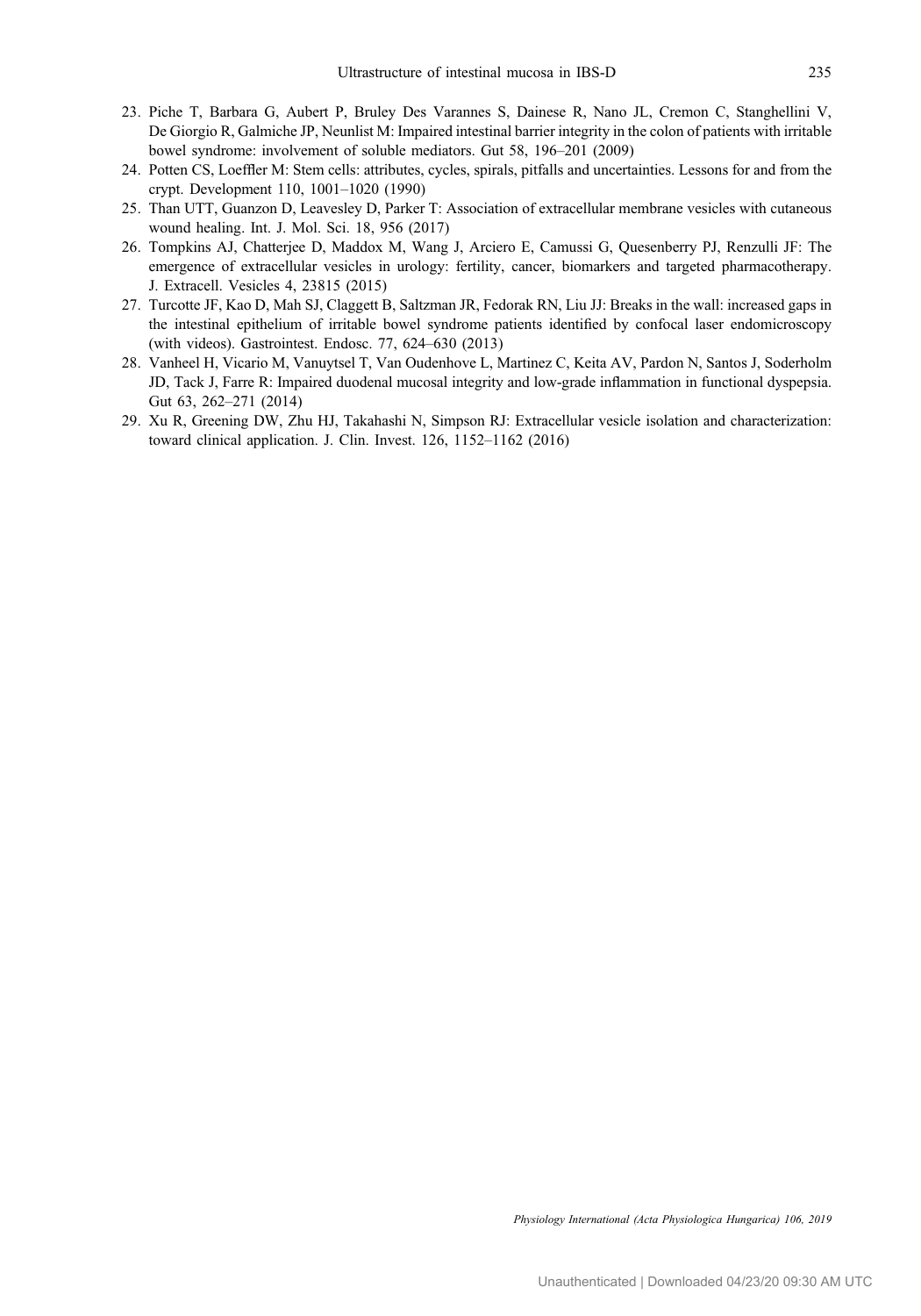23. Piche T, Barbara G, Aubert P, Bruley Des Varannes S, Dainese R, Nano JL, Cremon C, Stanghellini V, De Giorgio R, Galmiche JP, Neunlist M: Impaired intestinal barrier integrity in the colon of patients with irritable bowel syndrome: involvement of soluble mediators. Gut 58, 196–201 (2009)
24. Potten CS, Loeffler M: Stem cells: attributes, cycles, spirals, pitfalls and uncertainties. Lessons for and from the crypt. Development 110, 1001–1020 (1990)
25. Than UTT, Guanzon D, Leavesley D, Parker T: Association of extracellular membrane vesicles with cutaneous wound healing. Int. J. Mol. Sci. 18, 956 (2017)
26. Tompkins AJ, Chatterjee D, Maddox M, Wang J, Arciero E, Camussi G, Quesenberry PJ, Renzulli JF: The emergence of extracellular vesicles in urology: fertility, cancer, biomarkers and targeted pharmacotherapy. J. Extracell. Vesicles 4, 23815 (2015)
27. Turcotte JF, Kao D, Mah SJ, Claggett B, Saltzman JR, Fedorak RN, Liu JJ: Breaks in the wall: increased gaps in the intestinal epithelium of irritable bowel syndrome patients identified by confocal laser endomicroscopy (with videos). Gastrointest. Endosc. 77, 624–630 (2013)
28. Vanheel H, Vicario M, Vanuytsel T, Van Oudenhove L, Martinez C, Keita AV, Pardon N, Santos J, Soderholm JD, Tack J, Farre R: Impaired duodenal mucosal integrity and low-grade inflammation in functional dyspepsia. Gut 63, 262–271 (2014)
29. Xu R, Greening DW, Zhu HJ, Takahashi N, Simpson RJ: Extracellular vesicle isolation and characterization: toward clinical application. J. Clin. Invest. 126, 1152–1162 (2016)